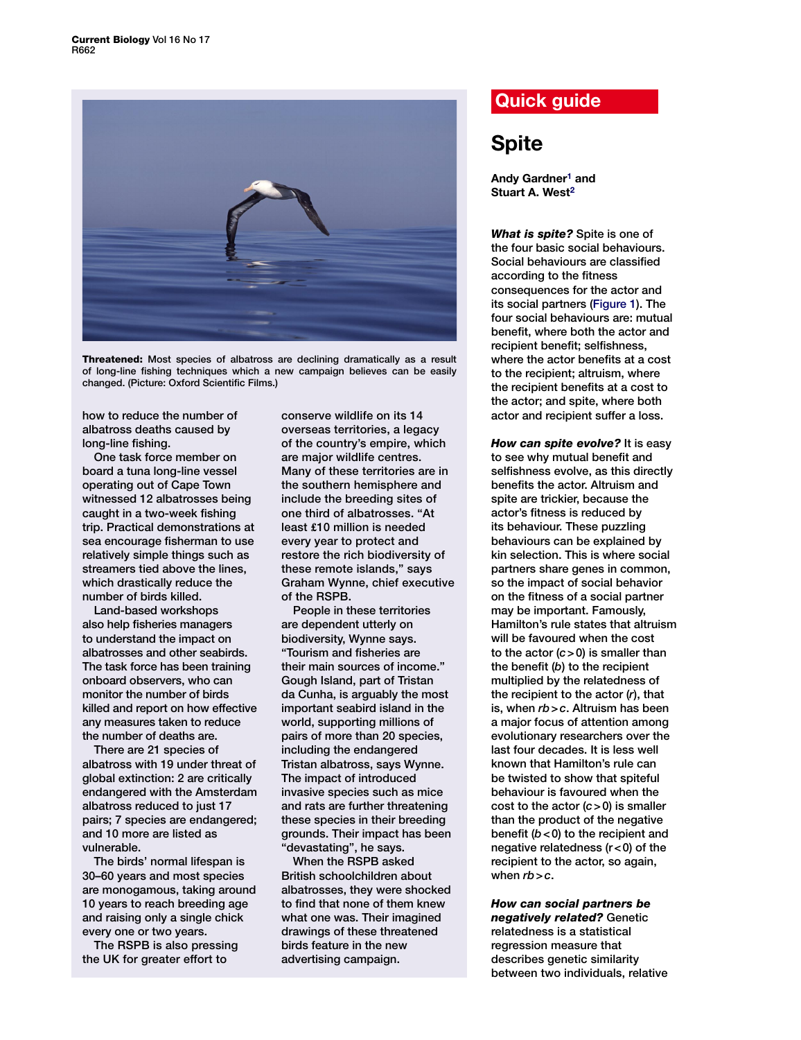**Threatened:** Most species of albatross are declining dramatically as a result of long-line fishing techniques which a new campaign believes can be easily changed. (Picture: Oxford Scientific Films.)

how to reduce the number of albatross deaths caused by long-line fishing.

One task force member on board a tuna long-line vessel operating out of Cape Town witnessed 12 albatrosses being caught in a two-week fishing trip. Practical demonstrations at sea encourage fisherman to use relatively simple things such as streamers tied above the lines, which drastically reduce the number of birds killed.

Land-based workshops also help fisheries managers to understand the impact on albatrosses and other seabirds. The task force has been training onboard observers, who can monitor the number of birds killed and report on how effective any measures taken to reduce the number of deaths are.

There are 21 species of albatross with 19 under threat of global extinction: 2 are critically endangered with the Amsterdam albatross reduced to just 17 pairs; 7 species are endangered; and 10 more are listed as vulnerable.

The birds' normal lifespan is 30–60 years and most species are monogamous, taking around 10 years to reach breeding age and raising only a single chick every one or two years.

The RSPB is also pressing the UK for greater effort to conserve wildlife on its 14 overseas territories, a legacy of the country's empire, which are major wildlife centres. Many of these territories are in the southern hemisphere and include the breeding sites of one third of albatrosses. "At least £10 million is needed every year to protect and restore the rich biodiversity of these remote islands," says Graham Wynne, chief executive of the RSPB.

People in these territories are dependent utterly on biodiversity, Wynne says. "Tourism and fisheries are their main sources of income." Gough Island, part of Tristan da Cunha, is arguably the most important seabird island in the world, supporting millions of pairs of more than 20 species, including the endangered Tristan albatross, says Wynne. The impact of introduced invasive species such as mice and rats are further threatening these species in their breeding grounds. Their impact has been "devastating", he says.

When the RSPB asked British schoolchildren about albatrosses, they were shocked to find that none of them knew what one was. Their imagined drawings of these threatened birds feature in the new advertising campaign.

**Quick guide**

# Spite

**Andy Gardner[1] and Stuart A. West[2]**

***What is spite?*** Spite is one of the four basic social behaviours. Social behaviours are classified according to the fitness consequences for the actor and its social partners (Figure 1). The four social behaviours are: mutual benefit, where both the actor and recipient benefit; selfishness, where the actor benefits at a cost to the recipient; altruism, where the recipient benefits at a cost to the actor; and spite, where both actor and recipient suffer a loss.

***How can spite evolve?*** It is easy to see why mutual benefit and selfishness evolve, as this directly benefits the actor. Altruism and spite are trickier, because the actor's fitness is reduced by its behaviour. These puzzling behaviours can be explained by kin selection. This is where social partners share genes in common, so the impact of social behavior on the fitness of a social partner may be important. Famously, Hamilton's rule states that altruism will be favoured when the cost to the actor ($c > 0$) is smaller than the benefit ($b$) to the recipient multiplied by the relatedness of the recipient to the actor ($r$), that is, when $rb > c$. Altruism has been a major focus of attention among evolutionary researchers over the last four decades. It is less well known that Hamilton's rule can be twisted to show that spiteful behaviour is favoured when the cost to the actor ($c > 0$) is smaller than the product of the negative benefit ($b < 0$) to the recipient and negative relatedness ($r < 0$) of the recipient to the actor, so again, when $rb > c$.

***How can social partners be negatively related?*** Genetic relatedness is a statistical regression measure that describes genetic similarity between two individuals, relative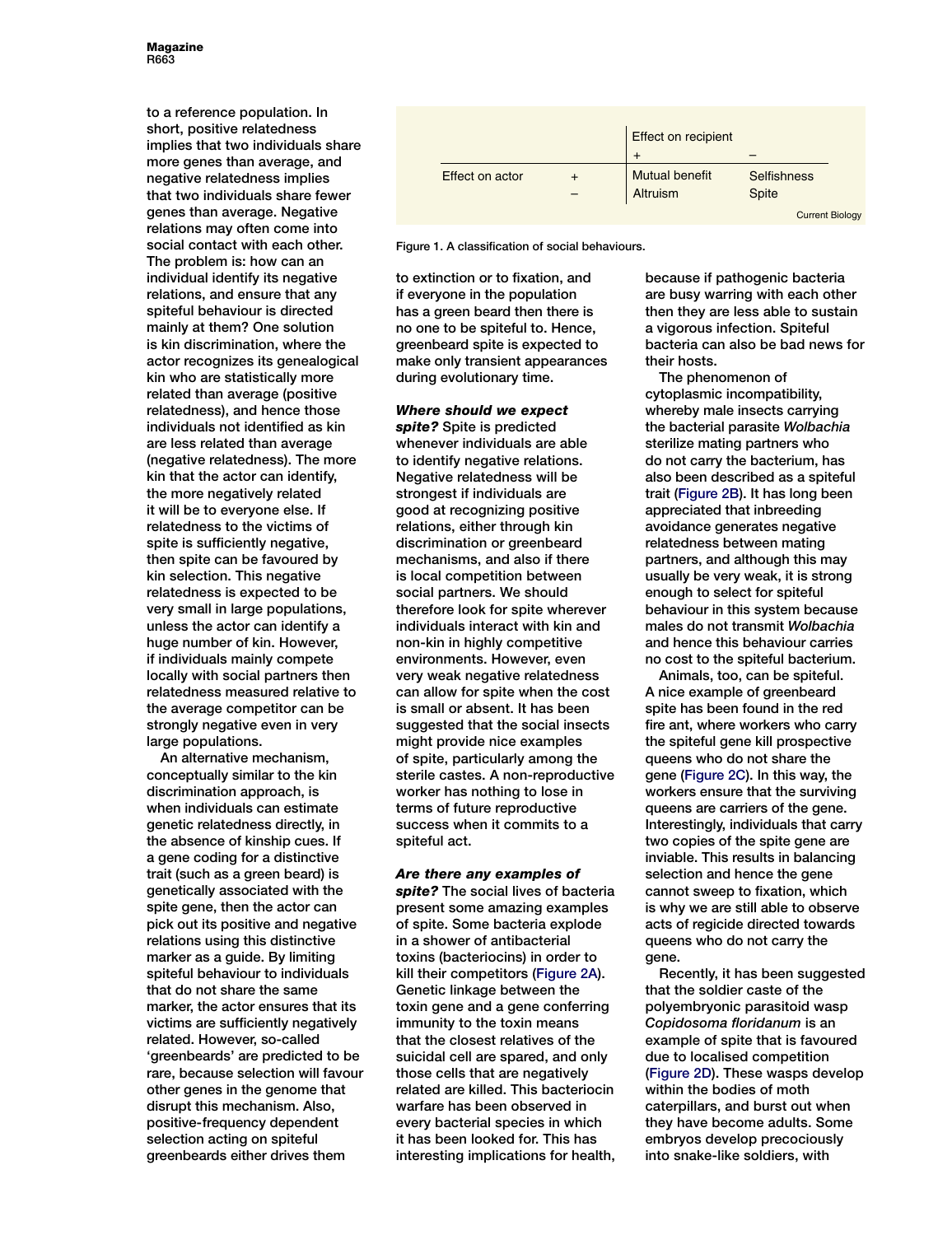to a reference population. In short, positive relatedness implies that two individuals share more genes than average, and negative relatedness implies that two individuals share fewer genes than average. Negative relations may often come into social contact with each other. The problem is: how can an individual identify its negative relations, and ensure that any spiteful behaviour is directed mainly at them? One solution is kin discrimination, where the actor recognizes its genealogical kin who are statistically more related than average (positive relatedness), and hence those individuals not identified as kin are less related than average (negative relatedness). The more kin that the actor can identify, the more negatively related it will be to everyone else. If relatedness to the victims of spite is sufficiently negative, then spite can be favoured by kin selection. This negative relatedness is expected to be very small in large populations, unless the actor can identify a huge number of kin. However, if individuals mainly compete locally with social partners then relatedness measured relative to the average competitor can be strongly negative even in very large populations.

An alternative mechanism, conceptually similar to the kin discrimination approach, is when individuals can estimate genetic relatedness directly, in the absence of kinship cues. If a gene coding for a distinctive trait (such as a green beard) is genetically associated with the spite gene, then the actor can pick out its positive and negative relations using this distinctive marker as a guide. By limiting spiteful behaviour to individuals that do not share the same marker, the actor ensures that its victims are sufficiently negatively related. However, so-called 'greenbeards' are predicted to be rare, because selection will favour other genes in the genome that disrupt this mechanism. Also, positive-frequency dependent selection acting on spiteful greenbeards either drives them to extinction or to fixation, and if everyone in the population has a green beard then there is no one to be spiteful to. Hence, greenbeard spite is expected to make only transient appearances during evolutionary time.

| | | Effect on recipient + | Effect on recipient – |
|---|---|---|---|
| Effect on actor | + | Mutual benefit | Selfishness |
| | – | Altruism | Spite |

Figure 1. A classification of social behaviours.

***Where should we expect spite?*** Spite is predicted whenever individuals are able to identify negative relations. Negative relatedness will be strongest if individuals are good at recognizing positive relations, either through kin discrimination or greenbeard mechanisms, and also if there is local competition between social partners. We should therefore look for spite wherever individuals interact with kin and non-kin in highly competitive environments. However, even very weak negative relatedness can allow for spite when the cost is small or absent. It has been suggested that the social insects might provide nice examples of spite, particularly among the sterile castes. A non-reproductive worker has nothing to lose in terms of future reproductive success when it commits to a spiteful act.

***Are there any examples of spite?*** The social lives of bacteria present some amazing examples of spite. Some bacteria explode in a shower of antibacterial toxins (bacteriocins) in order to kill their competitors (Figure 2A). Genetic linkage between the toxin gene and a gene conferring immunity to the toxin means that the closest relatives of the suicidal cell are spared, and only those cells that are negatively related are killed. This bacteriocin warfare has been observed in every bacterial species in which it has been looked for. This has interesting implications for health, because if pathogenic bacteria are busy warring with each other then they are less able to sustain a vigorous infection. Spiteful bacteria can also be bad news for their hosts.

The phenomenon of cytoplasmic incompatibility, whereby male insects carrying the bacterial parasite *Wolbachia* sterilize mating partners who do not carry the bacterium, has also been described as a spiteful trait (Figure 2B). It has long been appreciated that inbreeding avoidance generates negative relatedness between mating partners, and although this may usually be very weak, it is strong enough to select for spiteful behaviour in this system because males do not transmit *Wolbachia* and hence this behaviour carries no cost to the spiteful bacterium.

Animals, too, can be spiteful. A nice example of greenbeard spite has been found in the red fire ant, where workers who carry the spiteful gene kill prospective queens who do not share the gene (Figure 2C). In this way, the workers ensure that the surviving queens are carriers of the gene. Interestingly, individuals that carry two copies of the spite gene are inviable. This results in balancing selection and hence the gene cannot sweep to fixation, which is why we are still able to observe acts of regicide directed towards queens who do not carry the gene.

Recently, it has been suggested that the soldier caste of the polyembryonic parasitoid wasp *Copidosoma floridanum* is an example of spite that is favoured due to localised competition (Figure 2D). These wasps develop within the bodies of moth caterpillars, and burst out when they have become adults. Some embryos develop precociously into snake-like soldiers, with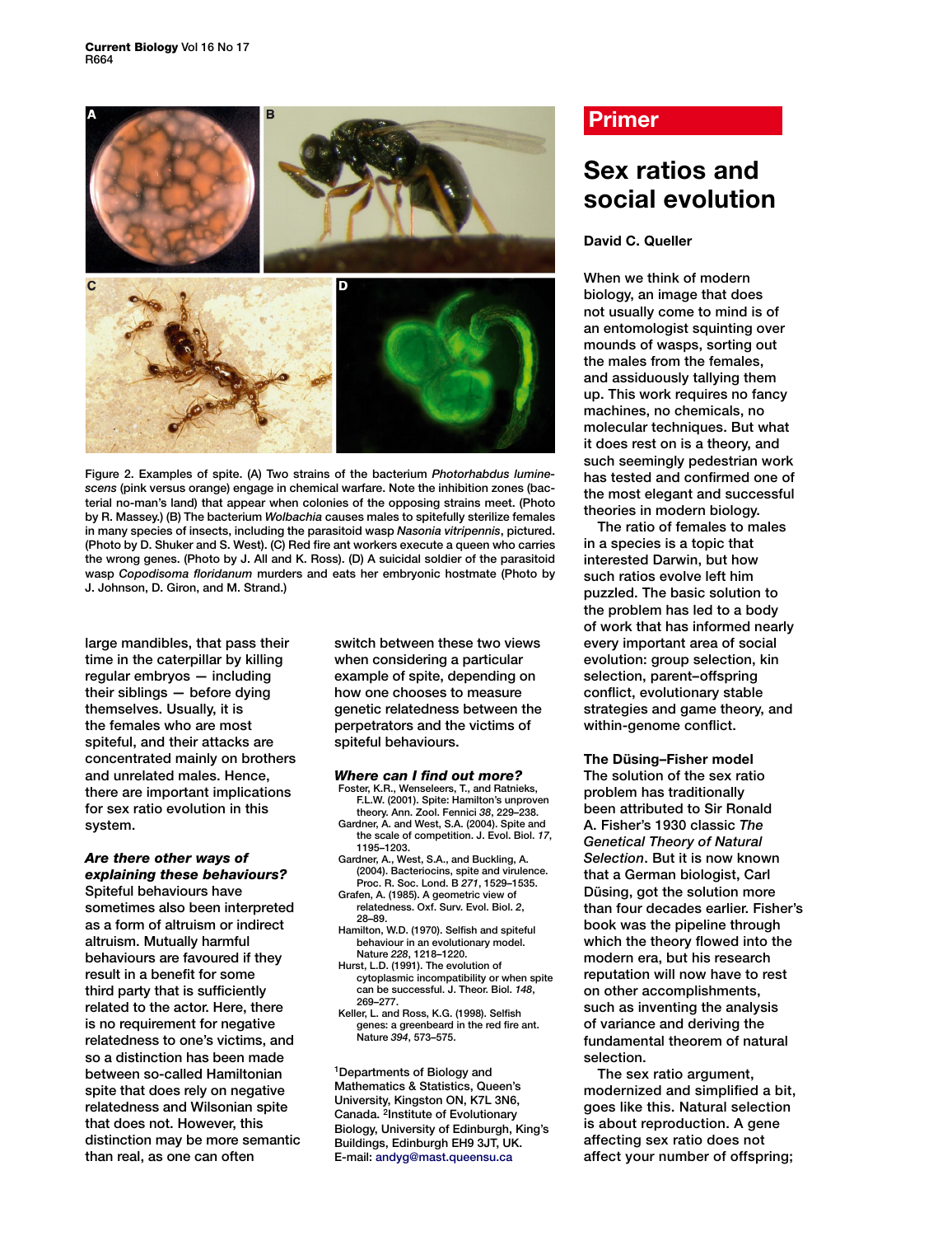Figure 2. Examples of spite. (A) Two strains of the bacterium *Photorhabdus luminescens* (pink versus orange) engage in chemical warfare. Note the inhibition zones (bacterial no-man's land) that appear when colonies of the opposing strains meet. (Photo by R. Massey.) (B) The bacterium *Wolbachia* causes males to spitefully sterilize females in many species of insects, including the parasitoid wasp *Nasonia vitripennis*, pictured. (Photo by D. Shuker and S. West). (C) Red fire ant workers execute a queen who carries the wrong genes. (Photo by J. All and K. Ross). (D) A suicidal soldier of the parasitoid wasp *Copodisoma floridanum* murders and eats her embryonic hostmate (Photo by J. Johnson, D. Giron, and M. Strand.)

large mandibles, that pass their time in the caterpillar by killing regular embryos — including their siblings — before dying themselves. Usually, it is the females who are most spiteful, and their attacks are concentrated mainly on brothers and unrelated males. Hence, there are important implications for sex ratio evolution in this system.

### *Are there other ways of explaining these behaviours?*

Spiteful behaviours have sometimes also been interpreted as a form of altruism or indirect altruism. Mutually harmful behaviours are favoured if they result in a benefit for some third party that is sufficiently related to the actor. Here, there is no requirement for negative relatedness to one's victims, and so a distinction has been made between so-called Hamiltonian spite that does rely on negative relatedness and Wilsonian spite that does not. However, this distinction may be more semantic than real, as one can often switch between these two views when considering a particular example of spite, depending on how one chooses to measure genetic relatedness between the perpetrators and the victims of spiteful behaviours.

### *Where can I find out more?*

Foster, K.R., Wenseleers, T., and Ratnieks, F.L.W. (2001). Spite: Hamilton's unproven theory. Ann. Zool. Fennici *38*, 229–238.

Gardner, A. and West, S.A. (2004). Spite and the scale of competition. J. Evol. Biol. *17*, 1195–1203.

Gardner, A., West, S.A., and Buckling, A. (2004). Bacteriocins, spite and virulence. Proc. R. Soc. Lond. B *271*, 1529–1535.

Grafen, A. (1985). A geometric view of relatedness. Oxf. Surv. Evol. Biol. *2*, 28–89.

Hamilton, W.D. (1970). Selfish and spiteful behaviour in an evolutionary model. Nature *228*, 1218–1220.

Hurst, L.D. (1991). The evolution of cytoplasmic incompatibility or when spite can be successful. J. Theor. Biol. *148*, 269–277.

Keller, L. and Ross, K.G. (1998). Selfish genes: a greenbeard in the red fire ant. Nature *394*, 573–575.

[1]Departments of Biology and Mathematics & Statistics, Queen's University, Kingston ON, K7L 3N6, Canada. [2]Institute of Evolutionary Biology, University of Edinburgh, King's Buildings, Edinburgh EH9 3JT, UK.
E-mail: andyg@mast.queensu.ca

## Primer

# Sex ratios and social evolution

**David C. Queller**

When we think of modern biology, an image that does not usually come to mind is of an entomologist squinting over mounds of wasps, sorting out the males from the females, and assiduously tallying them up. This work requires no fancy machines, no chemicals, no molecular techniques. But what it does rest on is a theory, and such seemingly pedestrian work has tested and confirmed one of the most elegant and successful theories in modern biology.

The ratio of females to males in a species is a topic that interested Darwin, but how such ratios evolve left him puzzled. The basic solution to the problem has led to a body of work that has informed nearly every important area of social evolution: group selection, kin selection, parent–offspring conflict, evolutionary stable strategies and game theory, and within-genome conflict.

### The Düsing–Fisher model

The solution of the sex ratio problem has traditionally been attributed to Sir Ronald A. Fisher's 1930 classic *The Genetical Theory of Natural Selection*. But it is now known that a German biologist, Carl Düsing, got the solution more than four decades earlier. Fisher's book was the pipeline through which the theory flowed into the modern era, but his research reputation will now have to rest on other accomplishments, such as inventing the analysis of variance and deriving the fundamental theorem of natural selection.

The sex ratio argument, modernized and simplified a bit, goes like this. Natural selection is about reproduction. A gene affecting sex ratio does not affect your number of offspring;